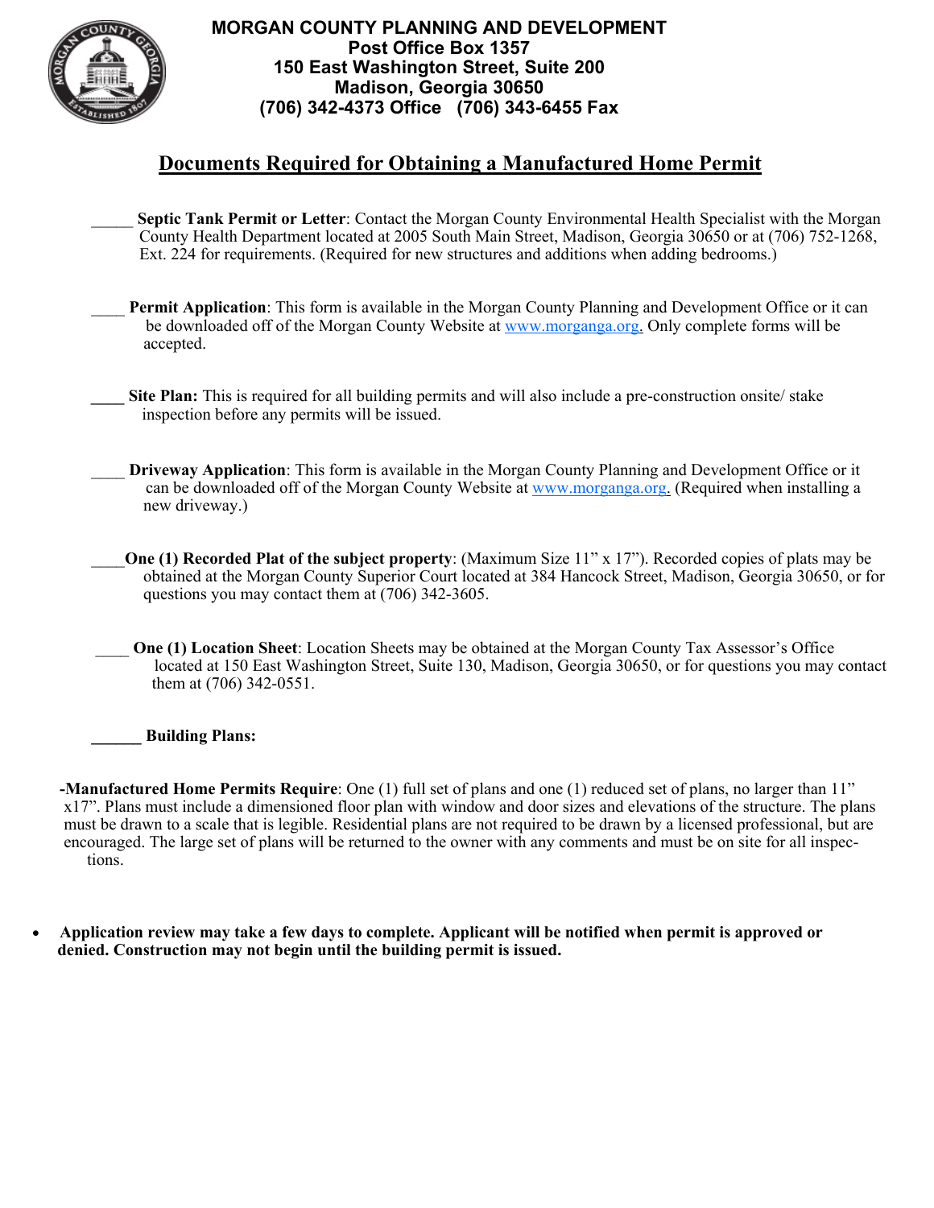**MORGAN COUNTY PLANNING AND DEVELOPMENT**
**Post Office Box 1357**
**150 East Washington Street, Suite 200**
**Madison, Georgia 30650**
**(706) 342-4373 Office (706) 343-6455 Fax**

# Documents Required for Obtaining a Manufactured Home Permit

_____ **Septic Tank Permit or Letter**: Contact the Morgan County Environmental Health Specialist with the Morgan County Health Department located at 2005 South Main Street, Madison, Georgia 30650 or at (706) 752-1268, Ext. 224 for requirements. (Required for new structures and additions when adding bedrooms.)

____ **Permit Application**: This form is available in the Morgan County Planning and Development Office or it can be downloaded off of the Morgan County Website at www.morganga.org. Only complete forms will be accepted.

____ **Site Plan:** This is required for all building permits and will also include a pre-construction onsite/ stake inspection before any permits will be issued.

____ **Driveway Application**: This form is available in the Morgan County Planning and Development Office or it can be downloaded off of the Morgan County Website at www.morganga.org. (Required when installing a new driveway.)

____ **One (1) Recorded Plat of the subject property**: (Maximum Size 11" x 17"). Recorded copies of plats may be obtained at the Morgan County Superior Court located at 384 Hancock Street, Madison, Georgia 30650, or for questions you may contact them at (706) 342-3605.

____ **One (1) Location Sheet**: Location Sheets may be obtained at the Morgan County Tax Assessor's Office located at 150 East Washington Street, Suite 130, Madison, Georgia 30650, or for questions you may contact them at (706) 342-0551.

______ **Building Plans:**

**-Manufactured Home Permits Require**: One (1) full set of plans and one (1) reduced set of plans, no larger than 11" x17". Plans must include a dimensioned floor plan with window and door sizes and elevations of the structure. The plans must be drawn to a scale that is legible. Residential plans are not required to be drawn by a licensed professional, but are encouraged. The large set of plans will be returned to the owner with any comments and must be on site for all inspections.

- **Application review may take a few days to complete. Applicant will be notified when permit is approved or denied. Construction may not begin until the building permit is issued.**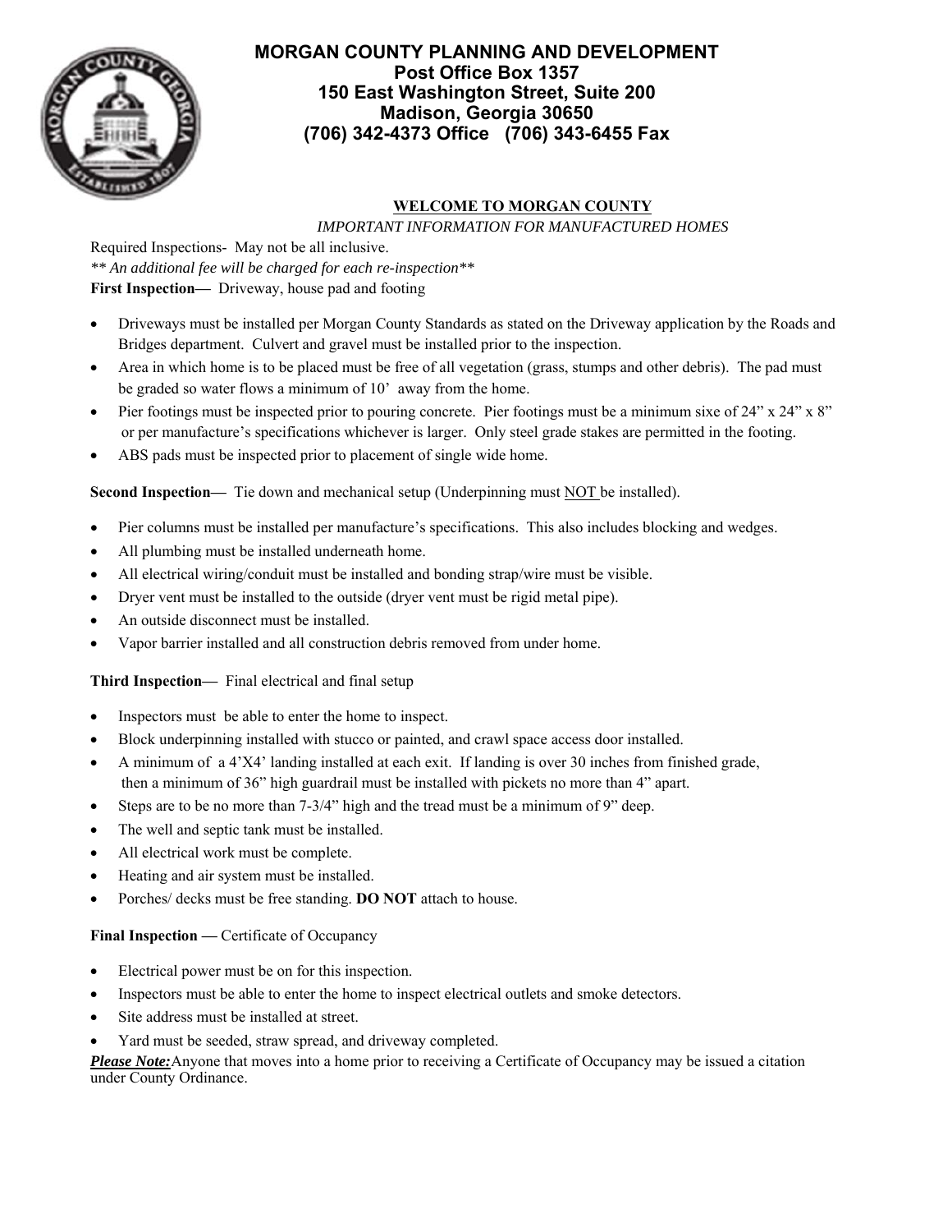# MORGAN COUNTY PLANNING AND DEVELOPMENT

**Post Office Box 1357**
**150 East Washington Street, Suite 200**
**Madison, Georgia 30650**
**(706) 342-4373 Office (706) 343-6455 Fax**

## WELCOME TO MORGAN COUNTY

*IMPORTANT INFORMATION FOR MANUFACTURED HOMES*

Required Inspections- May not be all inclusive.

*** An additional fee will be charged for each re-inspection***

**First Inspection—** Driveway, house pad and footing

- Driveways must be installed per Morgan County Standards as stated on the Driveway application by the Roads and Bridges department. Culvert and gravel must be installed prior to the inspection.
- Area in which home is to be placed must be free of all vegetation (grass, stumps and other debris). The pad must be graded so water flows a minimum of 10' away from the home.
- Pier footings must be inspected prior to pouring concrete. Pier footings must be a minimum sixe of 24" x 24" x 8" or per manufacture's specifications whichever is larger. Only steel grade stakes are permitted in the footing.
- ABS pads must be inspected prior to placement of single wide home.

**Second Inspection—** Tie down and mechanical setup (Underpinning must NOT be installed).

- Pier columns must be installed per manufacture's specifications. This also includes blocking and wedges.
- All plumbing must be installed underneath home.
- All electrical wiring/conduit must be installed and bonding strap/wire must be visible.
- Dryer vent must be installed to the outside (dryer vent must be rigid metal pipe).
- An outside disconnect must be installed.
- Vapor barrier installed and all construction debris removed from under home.

**Third Inspection—** Final electrical and final setup

- Inspectors must be able to enter the home to inspect.
- Block underpinning installed with stucco or painted, and crawl space access door installed.
- A minimum of a 4'X4' landing installed at each exit. If landing is over 30 inches from finished grade, then a minimum of 36" high guardrail must be installed with pickets no more than 4" apart.
- Steps are to be no more than 7-3/4" high and the tread must be a minimum of 9" deep.
- The well and septic tank must be installed.
- All electrical work must be complete.
- Heating and air system must be installed.
- Porches/ decks must be free standing. **DO NOT** attach to house.

**Final Inspection —** Certificate of Occupancy

- Electrical power must be on for this inspection.
- Inspectors must be able to enter the home to inspect electrical outlets and smoke detectors.
- Site address must be installed at street.
- Yard must be seeded, straw spread, and driveway completed.

***Please Note:*** Anyone that moves into a home prior to receiving a Certificate of Occupancy may be issued a citation under County Ordinance.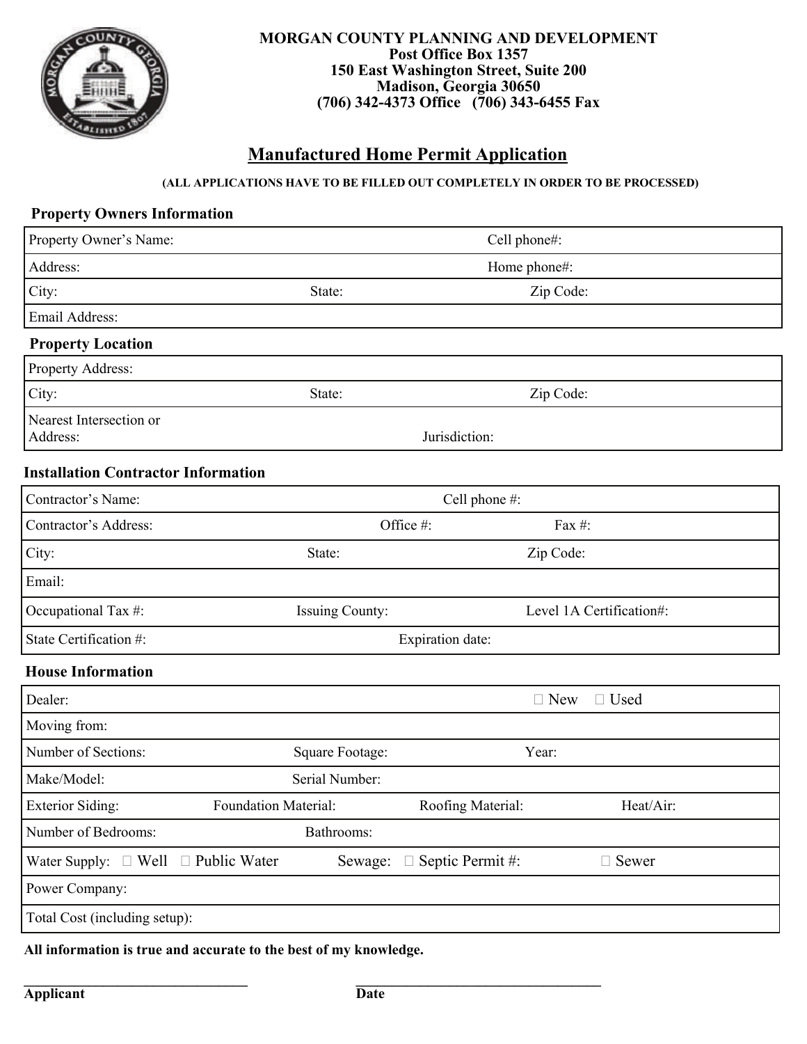**MORGAN COUNTY PLANNING AND DEVELOPMENT**
**Post Office Box 1357**
**150 East Washington Street, Suite 200**
**Madison, Georgia 30650**
**(706) 342-4373 Office (706) 343-6455 Fax**

# Manufactured Home Permit Application

**(ALL APPLICATIONS HAVE TO BE FILLED OUT COMPLETELY IN ORDER TO BE PROCESSED)**

## Property Owners Information

| | | |
|---|---|---|
| Property Owner's Name: | | Cell phone#: |
| Address: | | Home phone#: |
| City: | State: | Zip Code: |
| Email Address: | | |

## Property Location

| | | |
|---|---|---|
| Property Address: | | |
| City: | State: | Zip Code: |
| Nearest Intersection or Address: | Jurisdiction: | |

## Installation Contractor Information

| | | |
|---|---|---|
| Contractor's Name: | Cell phone #: | |
| Contractor's Address: | Office #: | Fax #: |
| City: | State: | Zip Code: |
| Email: | | |
| Occupational Tax #: | Issuing County: | Level 1A Certification#: |
| State Certification #: | Expiration date: | |

## House Information

| | | | |
|---|---|---|---|
| Dealer: | | | ☐ New ☐ Used |
| Moving from: | | | |
| Number of Sections: | Square Footage: | Year: | |
| Make/Model: | Serial Number: | | |
| Exterior Siding: | Foundation Material: | Roofing Material: | Heat/Air: |
| Number of Bedrooms: | Bathrooms: | | |
| Water Supply: ☐ Well ☐ Public Water | Sewage: ☐ Septic Permit #: | | ☐ Sewer |
| Power Company: | | | |
| Total Cost (including setup): | | | |

**All information is true and accurate to the best of my knowledge.**

\_\_\_\_\_\_\_\_\_\_\_\_\_\_\_\_\_\_\_\_\_\_\_\_\_\_\_\_\_\_
**Applicant**

\_\_\_\_\_\_\_\_\_\_\_\_\_\_\_\_\_\_\_\_\_\_\_\_\_\_\_\_\_\_
**Date**